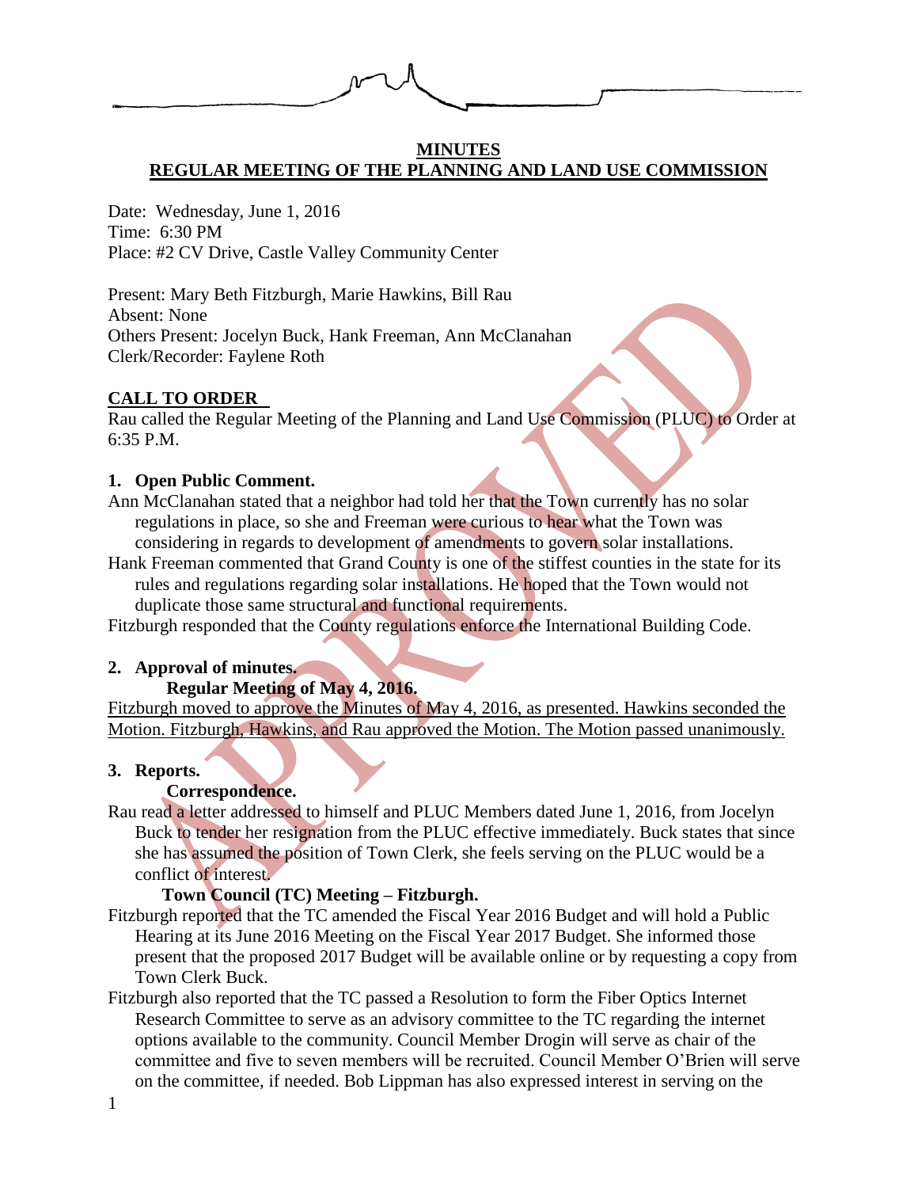# MINUTES
## REGULAR MEETING OF THE PLANNING AND LAND USE COMMISSION

Date: Wednesday, June 1, 2016
Time: 6:30 PM
Place: #2 CV Drive, Castle Valley Community Center

Present: Mary Beth Fitzburgh, Marie Hawkins, Bill Rau
Absent: None
Others Present: Jocelyn Buck, Hank Freeman, Ann McClanahan
Clerk/Recorder: Faylene Roth

### CALL TO ORDER

Rau called the Regular Meeting of the Planning and Land Use Commission (PLUC) to Order at 6:35 P.M.

**1. Open Public Comment.**

Ann McClanahan stated that a neighbor had told her that the Town currently has no solar regulations in place, so she and Freeman were curious to hear what the Town was considering in regards to development of amendments to govern solar installations.

Hank Freeman commented that Grand County is one of the stiffest counties in the state for its rules and regulations regarding solar installations. He hoped that the Town would not duplicate those same structural and functional requirements.

Fitzburgh responded that the County regulations enforce the International Building Code.

**2. Approval of minutes.**

**Regular Meeting of May 4, 2016.**

Fitzburgh moved to approve the Minutes of May 4, 2016, as presented. Hawkins seconded the Motion. Fitzburgh, Hawkins, and Rau approved the Motion. The Motion passed unanimously.

**3. Reports.**

**Correspondence.**

Rau read a letter addressed to himself and PLUC Members dated June 1, 2016, from Jocelyn Buck to tender her resignation from the PLUC effective immediately. Buck states that since she has assumed the position of Town Clerk, she feels serving on the PLUC would be a conflict of interest.

**Town Council (TC) Meeting – Fitzburgh.**

Fitzburgh reported that the TC amended the Fiscal Year 2016 Budget and will hold a Public Hearing at its June 2016 Meeting on the Fiscal Year 2017 Budget. She informed those present that the proposed 2017 Budget will be available online or by requesting a copy from Town Clerk Buck.

Fitzburgh also reported that the TC passed a Resolution to form the Fiber Optics Internet Research Committee to serve as an advisory committee to the TC regarding the internet options available to the community. Council Member Drogin will serve as chair of the committee and five to seven members will be recruited. Council Member O'Brien will serve on the committee, if needed. Bob Lippman has also expressed interest in serving on the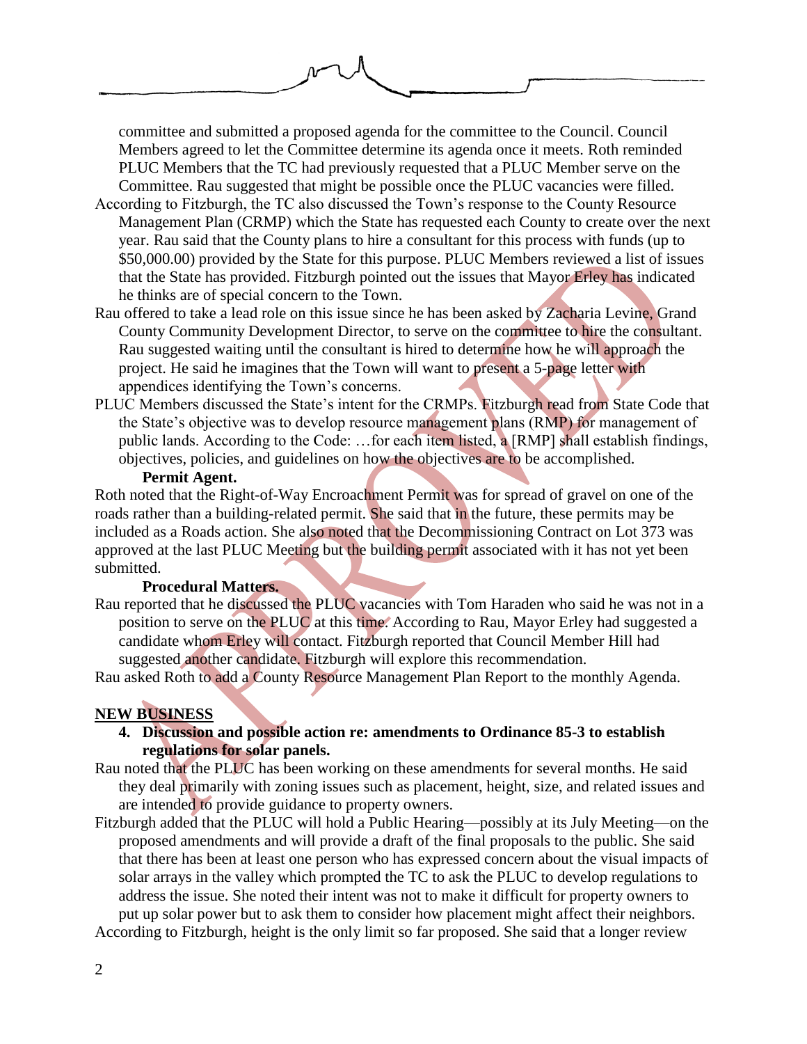committee and submitted a proposed agenda for the committee to the Council. Council Members agreed to let the Committee determine its agenda once it meets. Roth reminded PLUC Members that the TC had previously requested that a PLUC Member serve on the Committee. Rau suggested that might be possible once the PLUC vacancies were filled.

According to Fitzburgh, the TC also discussed the Town's response to the County Resource Management Plan (CRMP) which the State has requested each County to create over the next year. Rau said that the County plans to hire a consultant for this process with funds (up to $50,000.00) provided by the State for this purpose. PLUC Members reviewed a list of issues that the State has provided. Fitzburgh pointed out the issues that Mayor Erley has indicated he thinks are of special concern to the Town.

Rau offered to take a lead role on this issue since he has been asked by Zacharia Levine, Grand County Community Development Director, to serve on the committee to hire the consultant. Rau suggested waiting until the consultant is hired to determine how he will approach the project. He said he imagines that the Town will want to present a 5-page letter with appendices identifying the Town's concerns.

PLUC Members discussed the State's intent for the CRMPs. Fitzburgh read from State Code that the State's objective was to develop resource management plans (RMP) for management of public lands. According to the Code: …for each item listed, a [RMP] shall establish findings, objectives, policies, and guidelines on how the objectives are to be accomplished.

**Permit Agent.**

Roth noted that the Right-of-Way Encroachment Permit was for spread of gravel on one of the roads rather than a building-related permit. She said that in the future, these permits may be included as a Roads action. She also noted that the Decommissioning Contract on Lot 373 was approved at the last PLUC Meeting but the building permit associated with it has not yet been submitted.

**Procedural Matters.**

Rau reported that he discussed the PLUC vacancies with Tom Haraden who said he was not in a position to serve on the PLUC at this time. According to Rau, Mayor Erley had suggested a candidate whom Erley will contact. Fitzburgh reported that Council Member Hill had suggested another candidate. Fitzburgh will explore this recommendation.

Rau asked Roth to add a County Resource Management Plan Report to the monthly Agenda.

## NEW BUSINESS

**4. Discussion and possible action re: amendments to Ordinance 85-3 to establish regulations for solar panels.**

Rau noted that the PLUC has been working on these amendments for several months. He said they deal primarily with zoning issues such as placement, height, size, and related issues and are intended to provide guidance to property owners.

Fitzburgh added that the PLUC will hold a Public Hearing—possibly at its July Meeting—on the proposed amendments and will provide a draft of the final proposals to the public. She said that there has been at least one person who has expressed concern about the visual impacts of solar arrays in the valley which prompted the TC to ask the PLUC to develop regulations to address the issue. She noted their intent was not to make it difficult for property owners to put up solar power but to ask them to consider how placement might affect their neighbors.

According to Fitzburgh, height is the only limit so far proposed. She said that a longer review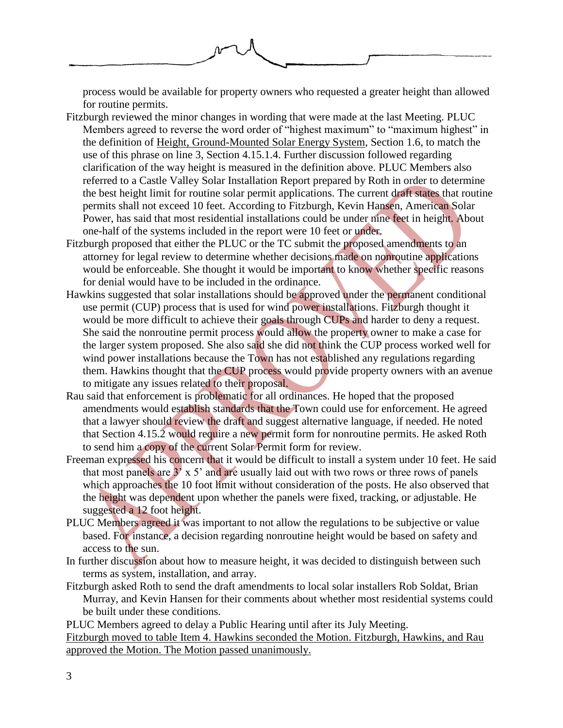process would be available for property owners who requested a greater height than allowed for routine permits.

Fitzburgh reviewed the minor changes in wording that were made at the last Meeting. PLUC Members agreed to reverse the word order of "highest maximum" to "maximum highest" in the definition of Height, Ground-Mounted Solar Energy System, Section 1.6, to match the use of this phrase on line 3, Section 4.15.1.4. Further discussion followed regarding clarification of the way height is measured in the definition above. PLUC Members also referred to a Castle Valley Solar Installation Report prepared by Roth in order to determine the best height limit for routine solar permit applications. The current draft states that routine permits shall not exceed 10 feet. According to Fitzburgh, Kevin Hansen, American Solar Power, has said that most residential installations could be under nine feet in height. About one-half of the systems included in the report were 10 feet or under.

Fitzburgh proposed that either the PLUC or the TC submit the proposed amendments to an attorney for legal review to determine whether decisions made on nonroutine applications would be enforceable. She thought it would be important to know whether specific reasons for denial would have to be included in the ordinance.

Hawkins suggested that solar installations should be approved under the permanent conditional use permit (CUP) process that is used for wind power installations. Fitzburgh thought it would be more difficult to achieve their goals through CUPs and harder to deny a request. She said the nonroutine permit process would allow the property owner to make a case for the larger system proposed. She also said she did not think the CUP process worked well for wind power installations because the Town has not established any regulations regarding them. Hawkins thought that the CUP process would provide property owners with an avenue to mitigate any issues related to their proposal.

Rau said that enforcement is problematic for all ordinances. He hoped that the proposed amendments would establish standards that the Town could use for enforcement. He agreed that a lawyer should review the draft and suggest alternative language, if needed. He noted that Section 4.15.2 would require a new permit form for nonroutine permits. He asked Roth to send him a copy of the current Solar Permit form for review.

Freeman expressed his concern that it would be difficult to install a system under 10 feet. He said that most panels are 3' x 5' and are usually laid out with two rows or three rows of panels which approaches the 10 foot limit without consideration of the posts. He also observed that the height was dependent upon whether the panels were fixed, tracking, or adjustable. He suggested a 12 foot height.

PLUC Members agreed it was important to not allow the regulations to be subjective or value based. For instance, a decision regarding nonroutine height would be based on safety and access to the sun.

In further discussion about how to measure height, it was decided to distinguish between such terms as system, installation, and array.

Fitzburgh asked Roth to send the draft amendments to local solar installers Rob Soldat, Brian Murray, and Kevin Hansen for their comments about whether most residential systems could be built under these conditions.

PLUC Members agreed to delay a Public Hearing until after its July Meeting.

Fitzburgh moved to table Item 4. Hawkins seconded the Motion. Fitzburgh, Hawkins, and Rau approved the Motion. The Motion passed unanimously.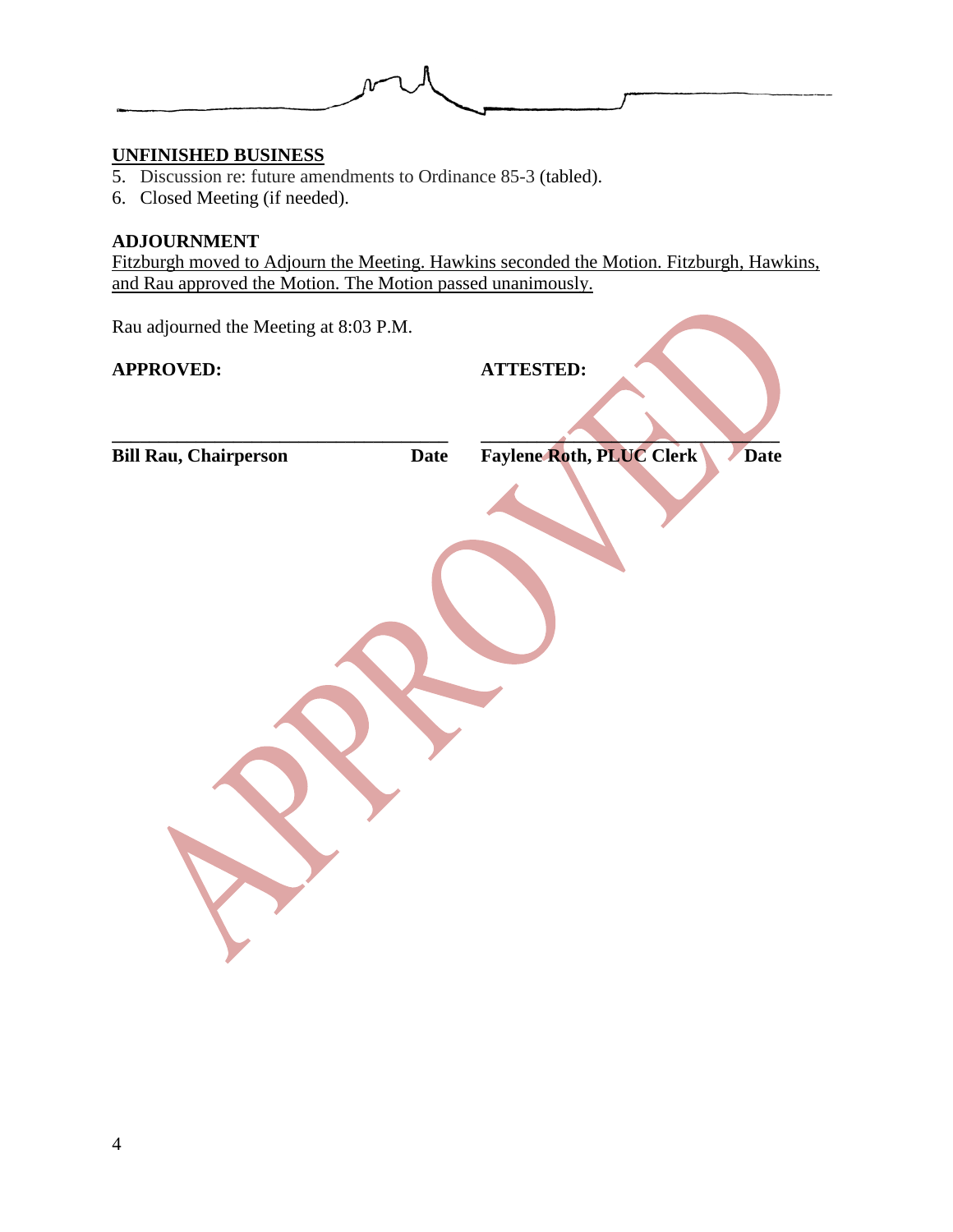**UNFINISHED BUSINESS**

5. Discussion re: future amendments to Ordinance 85-3 (tabled).
6. Closed Meeting (if needed).

**ADJOURNMENT**

Fitzburgh moved to Adjourn the Meeting. Hawkins seconded the Motion. Fitzburgh, Hawkins, and Rau approved the Motion. The Motion passed unanimously.

Rau adjourned the Meeting at 8:03 P.M.

**APPROVED:**

\_\_\_\_\_\_\_\_\_\_\_\_\_\_\_\_\_\_\_\_\_\_\_\_\_\_\_\_\_\_\_\_\_\_\_\_

**Bill Rau, Chairperson** **Date**

**ATTESTED:**

\_\_\_\_\_\_\_\_\_\_\_\_\_\_\_\_\_\_\_\_\_\_\_\_\_\_\_\_\_\_\_\_\_\_\_\_

**Faylene Roth, PLUC Clerk** **Date**

APPROVED